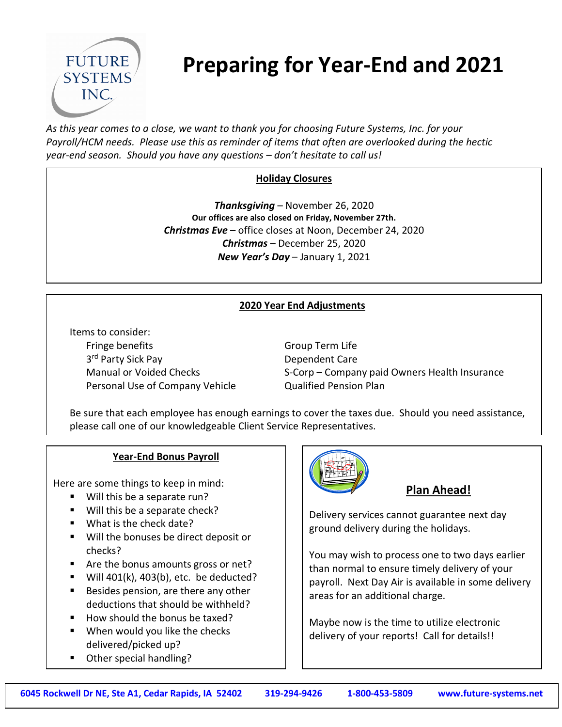FUTURE SYSTEMS INC.

# Preparing for Year-End and 2021

*As this year comes to a close, we want to thank you for choosing Future Systems, Inc. for your Payroll/HCM needs. Please use this as reminder of items that often are overlooked during the hectic year-end season. Should you have any questions – don't hesitate to call us!*

## Holiday Closures

***Thanksgiving*** – November 26, 2020
**Our offices are also closed on Friday, November 27th.**
***Christmas Eve*** – office closes at Noon, December 24, 2020
***Christmas*** – December 25, 2020
***New Year's Day*** – January 1, 2021

## 2020 Year End Adjustments

Items to consider:

- Fringe benefits
- 3rd Party Sick Pay
- Manual or Voided Checks
- Personal Use of Company Vehicle
- Group Term Life
- Dependent Care
- S-Corp – Company paid Owners Health Insurance
- Qualified Pension Plan

Be sure that each employee has enough earnings to cover the taxes due. Should you need assistance, please call one of our knowledgeable Client Service Representatives.

## Year-End Bonus Payroll

Here are some things to keep in mind:

- Will this be a separate run?
- Will this be a separate check?
- What is the check date?
- Will the bonuses be direct deposit or checks?
- Are the bonus amounts gross or net?
- Will 401(k), 403(b), etc. be deducted?
- Besides pension, are there any other deductions that should be withheld?
- How should the bonus be taxed?
- When would you like the checks delivered/picked up?
- Other special handling?

## Plan Ahead!

Delivery services cannot guarantee next day ground delivery during the holidays.

You may wish to process one to two days earlier than normal to ensure timely delivery of your payroll. Next Day Air is available in some delivery areas for an additional charge.

Maybe now is the time to utilize electronic delivery of your reports! Call for details!!

**6045 Rockwell Dr NE, Ste A1, Cedar Rapids, IA 52402 | 319-294-9426 | 1-800-453-5809 | www.future-systems.net**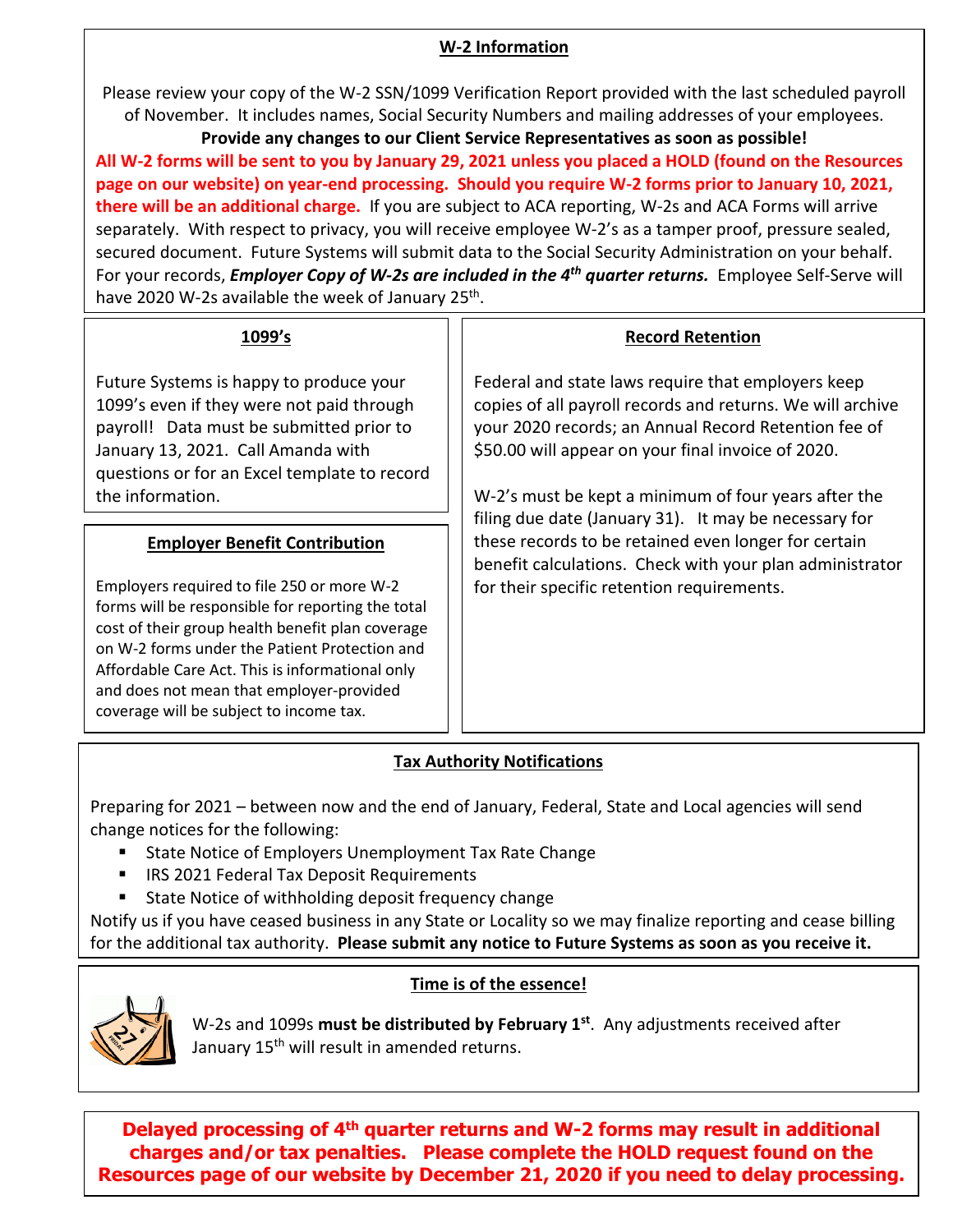## W-2 Information

Please review your copy of the W-2 SSN/1099 Verification Report provided with the last scheduled payroll of November. It includes names, Social Security Numbers and mailing addresses of your employees.

**Provide any changes to our Client Service Representatives as soon as possible!**

**All W-2 forms will be sent to you by January 29, 2021 unless you placed a HOLD (found on the Resources page on our website) on year-end processing. Should you require W-2 forms prior to January 10, 2021, there will be an additional charge.** If you are subject to ACA reporting, W-2s and ACA Forms will arrive separately. With respect to privacy, you will receive employee W-2's as a tamper proof, pressure sealed, secured document. Future Systems will submit data to the Social Security Administration on your behalf. For your records, ***Employer Copy of W-2s are included in the 4th quarter returns.*** Employee Self-Serve will have 2020 W-2s available the week of January 25th.

## 1099's

Future Systems is happy to produce your 1099's even if they were not paid through payroll! Data must be submitted prior to January 13, 2021. Call Amanda with questions or for an Excel template to record the information.

## Employer Benefit Contribution

Employers required to file 250 or more W-2 forms will be responsible for reporting the total cost of their group health benefit plan coverage on W-2 forms under the Patient Protection and Affordable Care Act. This is informational only and does not mean that employer-provided coverage will be subject to income tax.

## Record Retention

Federal and state laws require that employers keep copies of all payroll records and returns. We will archive your 2020 records; an Annual Record Retention fee of $50.00 will appear on your final invoice of 2020.

W-2's must be kept a minimum of four years after the filing due date (January 31). It may be necessary for these records to be retained even longer for certain benefit calculations. Check with your plan administrator for their specific retention requirements.

## Tax Authority Notifications

Preparing for 2021 – between now and the end of January, Federal, State and Local agencies will send change notices for the following:

- State Notice of Employers Unemployment Tax Rate Change
- IRS 2021 Federal Tax Deposit Requirements
- State Notice of withholding deposit frequency change

Notify us if you have ceased business in any State or Locality so we may finalize reporting and cease billing for the additional tax authority. **Please submit any notice to Future Systems as soon as you receive it.**

## Time is of the essence!

W-2s and 1099s **must be distributed by February 1st**. Any adjustments received after January 15th will result in amended returns.

**Delayed processing of 4th quarter returns and W-2 forms may result in additional charges and/or tax penalties. Please complete the HOLD request found on the Resources page of our website by December 21, 2020 if you need to delay processing.**